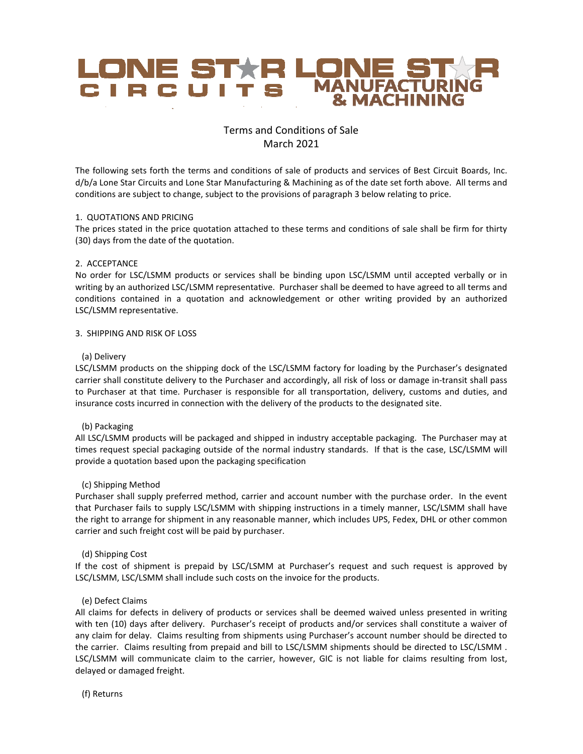LONE STAR CIRCUITS LONE STAR MANUFACTURING & MACHINING

# Terms and Conditions of Sale
March 2021

The following sets forth the terms and conditions of sale of products and services of Best Circuit Boards, Inc. d/b/a Lone Star Circuits and Lone Star Manufacturing & Machining as of the date set forth above. All terms and conditions are subject to change, subject to the provisions of paragraph 3 below relating to price.

## 1. QUOTATIONS AND PRICING

The prices stated in the price quotation attached to these terms and conditions of sale shall be firm for thirty (30) days from the date of the quotation.

## 2. ACCEPTANCE

No order for LSC/LSMM products or services shall be binding upon LSC/LSMM until accepted verbally or in writing by an authorized LSC/LSMM representative. Purchaser shall be deemed to have agreed to all terms and conditions contained in a quotation and acknowledgement or other writing provided by an authorized LSC/LSMM representative.

## 3. SHIPPING AND RISK OF LOSS

### (a) Delivery

LSC/LSMM products on the shipping dock of the LSC/LSMM factory for loading by the Purchaser's designated carrier shall constitute delivery to the Purchaser and accordingly, all risk of loss or damage in-transit shall pass to Purchaser at that time. Purchaser is responsible for all transportation, delivery, customs and duties, and insurance costs incurred in connection with the delivery of the products to the designated site.

### (b) Packaging

All LSC/LSMM products will be packaged and shipped in industry acceptable packaging. The Purchaser may at times request special packaging outside of the normal industry standards. If that is the case, LSC/LSMM will provide a quotation based upon the packaging specification

### (c) Shipping Method

Purchaser shall supply preferred method, carrier and account number with the purchase order. In the event that Purchaser fails to supply LSC/LSMM with shipping instructions in a timely manner, LSC/LSMM shall have the right to arrange for shipment in any reasonable manner, which includes UPS, Fedex, DHL or other common carrier and such freight cost will be paid by purchaser.

### (d) Shipping Cost

If the cost of shipment is prepaid by LSC/LSMM at Purchaser's request and such request is approved by LSC/LSMM, LSC/LSMM shall include such costs on the invoice for the products.

### (e) Defect Claims

All claims for defects in delivery of products or services shall be deemed waived unless presented in writing with ten (10) days after delivery. Purchaser's receipt of products and/or services shall constitute a waiver of any claim for delay. Claims resulting from shipments using Purchaser's account number should be directed to the carrier. Claims resulting from prepaid and bill to LSC/LSMM shipments should be directed to LSC/LSMM . LSC/LSMM will communicate claim to the carrier, however, GIC is not liable for claims resulting from lost, delayed or damaged freight.

### (f) Returns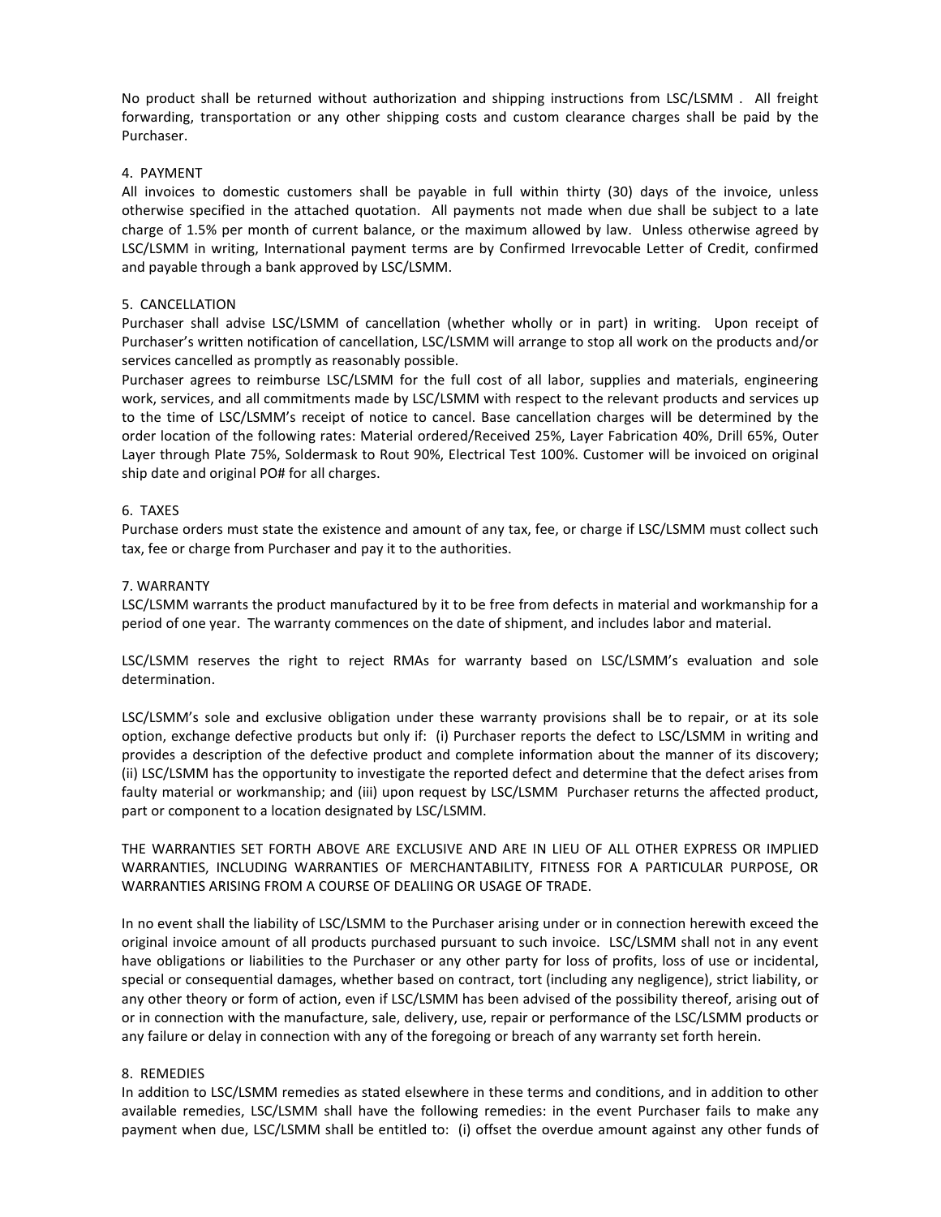No product shall be returned without authorization and shipping instructions from LSC/LSMM . All freight forwarding, transportation or any other shipping costs and custom clearance charges shall be paid by the Purchaser.

## 4. PAYMENT

All invoices to domestic customers shall be payable in full within thirty (30) days of the invoice, unless otherwise specified in the attached quotation. All payments not made when due shall be subject to a late charge of 1.5% per month of current balance, or the maximum allowed by law. Unless otherwise agreed by LSC/LSMM in writing, International payment terms are by Confirmed Irrevocable Letter of Credit, confirmed and payable through a bank approved by LSC/LSMM.

## 5. CANCELLATION

Purchaser shall advise LSC/LSMM of cancellation (whether wholly or in part) in writing. Upon receipt of Purchaser's written notification of cancellation, LSC/LSMM will arrange to stop all work on the products and/or services cancelled as promptly as reasonably possible.

Purchaser agrees to reimburse LSC/LSMM for the full cost of all labor, supplies and materials, engineering work, services, and all commitments made by LSC/LSMM with respect to the relevant products and services up to the time of LSC/LSMM's receipt of notice to cancel. Base cancellation charges will be determined by the order location of the following rates: Material ordered/Received 25%, Layer Fabrication 40%, Drill 65%, Outer Layer through Plate 75%, Soldermask to Rout 90%, Electrical Test 100%. Customer will be invoiced on original ship date and original PO# for all charges.

## 6. TAXES

Purchase orders must state the existence and amount of any tax, fee, or charge if LSC/LSMM must collect such tax, fee or charge from Purchaser and pay it to the authorities.

## 7. WARRANTY

LSC/LSMM warrants the product manufactured by it to be free from defects in material and workmanship for a period of one year. The warranty commences on the date of shipment, and includes labor and material.

LSC/LSMM reserves the right to reject RMAs for warranty based on LSC/LSMM's evaluation and sole determination.

LSC/LSMM's sole and exclusive obligation under these warranty provisions shall be to repair, or at its sole option, exchange defective products but only if: (i) Purchaser reports the defect to LSC/LSMM in writing and provides a description of the defective product and complete information about the manner of its discovery; (ii) LSC/LSMM has the opportunity to investigate the reported defect and determine that the defect arises from faulty material or workmanship; and (iii) upon request by LSC/LSMM Purchaser returns the affected product, part or component to a location designated by LSC/LSMM.

THE WARRANTIES SET FORTH ABOVE ARE EXCLUSIVE AND ARE IN LIEU OF ALL OTHER EXPRESS OR IMPLIED WARRANTIES, INCLUDING WARRANTIES OF MERCHANTABILITY, FITNESS FOR A PARTICULAR PURPOSE, OR WARRANTIES ARISING FROM A COURSE OF DEALIING OR USAGE OF TRADE.

In no event shall the liability of LSC/LSMM to the Purchaser arising under or in connection herewith exceed the original invoice amount of all products purchased pursuant to such invoice. LSC/LSMM shall not in any event have obligations or liabilities to the Purchaser or any other party for loss of profits, loss of use or incidental, special or consequential damages, whether based on contract, tort (including any negligence), strict liability, or any other theory or form of action, even if LSC/LSMM has been advised of the possibility thereof, arising out of or in connection with the manufacture, sale, delivery, use, repair or performance of the LSC/LSMM products or any failure or delay in connection with any of the foregoing or breach of any warranty set forth herein.

## 8. REMEDIES

In addition to LSC/LSMM remedies as stated elsewhere in these terms and conditions, and in addition to other available remedies, LSC/LSMM shall have the following remedies: in the event Purchaser fails to make any payment when due, LSC/LSMM shall be entitled to: (i) offset the overdue amount against any other funds of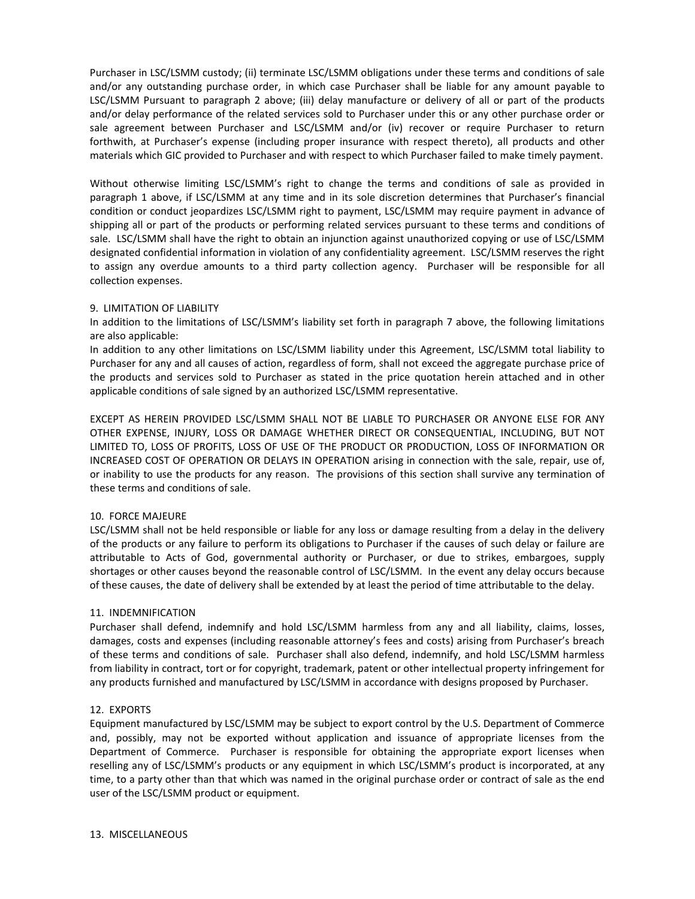Purchaser in LSC/LSMM custody; (ii) terminate LSC/LSMM obligations under these terms and conditions of sale and/or any outstanding purchase order, in which case Purchaser shall be liable for any amount payable to LSC/LSMM Pursuant to paragraph 2 above; (iii) delay manufacture or delivery of all or part of the products and/or delay performance of the related services sold to Purchaser under this or any other purchase order or sale agreement between Purchaser and LSC/LSMM and/or (iv) recover or require Purchaser to return forthwith, at Purchaser's expense (including proper insurance with respect thereto), all products and other materials which GIC provided to Purchaser and with respect to which Purchaser failed to make timely payment.

Without otherwise limiting LSC/LSMM's right to change the terms and conditions of sale as provided in paragraph 1 above, if LSC/LSMM at any time and in its sole discretion determines that Purchaser's financial condition or conduct jeopardizes LSC/LSMM right to payment, LSC/LSMM may require payment in advance of shipping all or part of the products or performing related services pursuant to these terms and conditions of sale. LSC/LSMM shall have the right to obtain an injunction against unauthorized copying or use of LSC/LSMM designated confidential information in violation of any confidentiality agreement. LSC/LSMM reserves the right to assign any overdue amounts to a third party collection agency. Purchaser will be responsible for all collection expenses.

## 9. LIMITATION OF LIABILITY

In addition to the limitations of LSC/LSMM's liability set forth in paragraph 7 above, the following limitations are also applicable:

In addition to any other limitations on LSC/LSMM liability under this Agreement, LSC/LSMM total liability to Purchaser for any and all causes of action, regardless of form, shall not exceed the aggregate purchase price of the products and services sold to Purchaser as stated in the price quotation herein attached and in other applicable conditions of sale signed by an authorized LSC/LSMM representative.

EXCEPT AS HEREIN PROVIDED LSC/LSMM SHALL NOT BE LIABLE TO PURCHASER OR ANYONE ELSE FOR ANY OTHER EXPENSE, INJURY, LOSS OR DAMAGE WHETHER DIRECT OR CONSEQUENTIAL, INCLUDING, BUT NOT LIMITED TO, LOSS OF PROFITS, LOSS OF USE OF THE PRODUCT OR PRODUCTION, LOSS OF INFORMATION OR INCREASED COST OF OPERATION OR DELAYS IN OPERATION arising in connection with the sale, repair, use of, or inability to use the products for any reason. The provisions of this section shall survive any termination of these terms and conditions of sale.

## 10. FORCE MAJEURE

LSC/LSMM shall not be held responsible or liable for any loss or damage resulting from a delay in the delivery of the products or any failure to perform its obligations to Purchaser if the causes of such delay or failure are attributable to Acts of God, governmental authority or Purchaser, or due to strikes, embargoes, supply shortages or other causes beyond the reasonable control of LSC/LSMM. In the event any delay occurs because of these causes, the date of delivery shall be extended by at least the period of time attributable to the delay.

## 11. INDEMNIFICATION

Purchaser shall defend, indemnify and hold LSC/LSMM harmless from any and all liability, claims, losses, damages, costs and expenses (including reasonable attorney's fees and costs) arising from Purchaser's breach of these terms and conditions of sale. Purchaser shall also defend, indemnify, and hold LSC/LSMM harmless from liability in contract, tort or for copyright, trademark, patent or other intellectual property infringement for any products furnished and manufactured by LSC/LSMM in accordance with designs proposed by Purchaser.

## 12. EXPORTS

Equipment manufactured by LSC/LSMM may be subject to export control by the U.S. Department of Commerce and, possibly, may not be exported without application and issuance of appropriate licenses from the Department of Commerce. Purchaser is responsible for obtaining the appropriate export licenses when reselling any of LSC/LSMM's products or any equipment in which LSC/LSMM's product is incorporated, at any time, to a party other than that which was named in the original purchase order or contract of sale as the end user of the LSC/LSMM product or equipment.

## 13. MISCELLANEOUS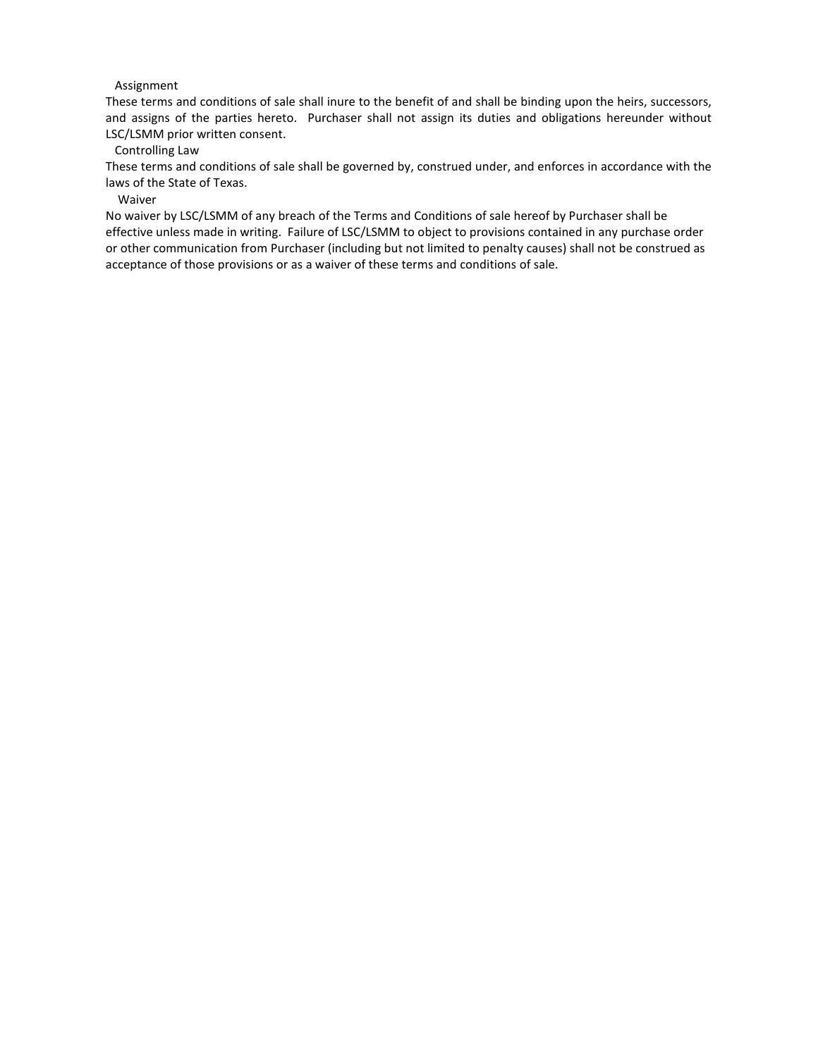### Assignment

These terms and conditions of sale shall inure to the benefit of and shall be binding upon the heirs, successors, and assigns of the parties hereto. Purchaser shall not assign its duties and obligations hereunder without LSC/LSMM prior written consent.

### Controlling Law

These terms and conditions of sale shall be governed by, construed under, and enforces in accordance with the laws of the State of Texas.

### Waiver

No waiver by LSC/LSMM of any breach of the Terms and Conditions of sale hereof by Purchaser shall be effective unless made in writing. Failure of LSC/LSMM to object to provisions contained in any purchase order or other communication from Purchaser (including but not limited to penalty causes) shall not be construed as acceptance of those provisions or as a waiver of these terms and conditions of sale.